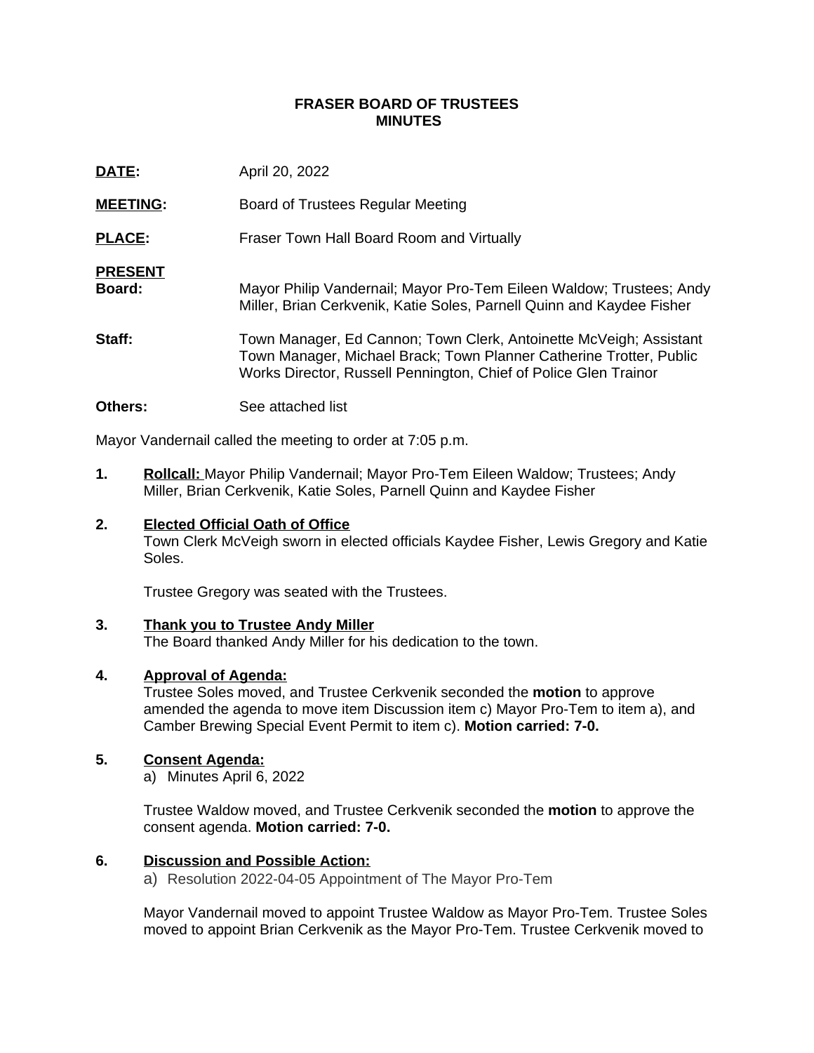**FRASER BOARD OF TRUSTEES**
**MINUTES**

**DATE:** April 20, 2022

**MEETING:** Board of Trustees Regular Meeting

**PLACE:** Fraser Town Hall Board Room and Virtually

**PRESENT**

**Board:** Mayor Philip Vandernail; Mayor Pro-Tem Eileen Waldow; Trustees; Andy Miller, Brian Cerkvenik, Katie Soles, Parnell Quinn and Kaydee Fisher

**Staff:** Town Manager, Ed Cannon; Town Clerk, Antoinette McVeigh; Assistant Town Manager, Michael Brack; Town Planner Catherine Trotter, Public Works Director, Russell Pennington, Chief of Police Glen Trainor

**Others:** See attached list

Mayor Vandernail called the meeting to order at 7:05 p.m.

1. **Rollcall:** Mayor Philip Vandernail; Mayor Pro-Tem Eileen Waldow; Trustees; Andy Miller, Brian Cerkvenik, Katie Soles, Parnell Quinn and Kaydee Fisher

2. **Elected Official Oath of Office**

   Town Clerk McVeigh sworn in elected officials Kaydee Fisher, Lewis Gregory and Katie Soles.

   Trustee Gregory was seated with the Trustees.

3. **Thank you to Trustee Andy Miller**

   The Board thanked Andy Miller for his dedication to the town.

4. **Approval of Agenda:**

   Trustee Soles moved, and Trustee Cerkvenik seconded the **motion** to approve amended the agenda to move item Discussion item c) Mayor Pro-Tem to item a), and Camber Brewing Special Event Permit to item c). **Motion carried: 7-0.**

5. **Consent Agenda:**

   a) Minutes April 6, 2022

   Trustee Waldow moved, and Trustee Cerkvenik seconded the **motion** to approve the consent agenda. **Motion carried: 7-0.**

6. **Discussion and Possible Action:**

   a) Resolution 2022-04-05 Appointment of The Mayor Pro-Tem

   Mayor Vandernail moved to appoint Trustee Waldow as Mayor Pro-Tem. Trustee Soles moved to appoint Brian Cerkvenik as the Mayor Pro-Tem. Trustee Cerkvenik moved to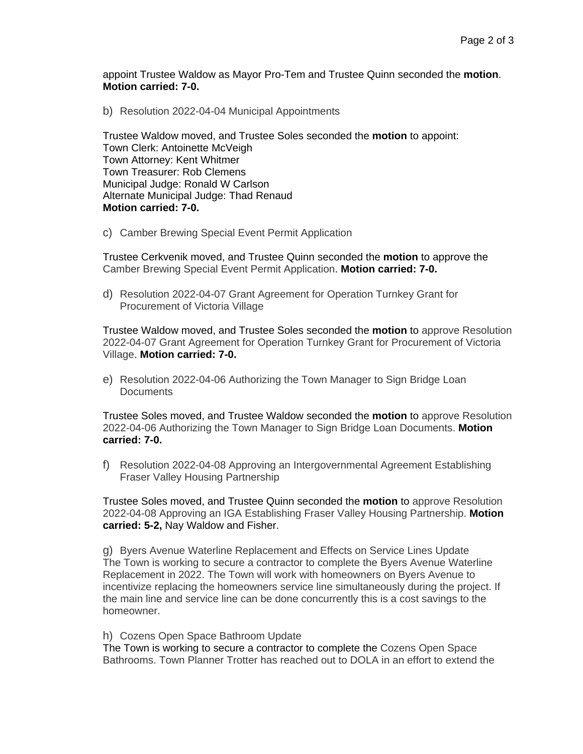appoint Trustee Waldow as Mayor Pro-Tem and Trustee Quinn seconded the **motion**. **Motion carried: 7-0.**

b) Resolution 2022-04-04 Municipal Appointments

Trustee Waldow moved, and Trustee Soles seconded the **motion** to appoint:
Town Clerk: Antoinette McVeigh
Town Attorney: Kent Whitmer
Town Treasurer: Rob Clemens
Municipal Judge: Ronald W Carlson
Alternate Municipal Judge: Thad Renaud
**Motion carried: 7-0.**

c) Camber Brewing Special Event Permit Application

Trustee Cerkvenik moved, and Trustee Quinn seconded the **motion** to approve the Camber Brewing Special Event Permit Application. **Motion carried: 7-0.**

d) Resolution 2022-04-07 Grant Agreement for Operation Turnkey Grant for Procurement of Victoria Village

Trustee Waldow moved, and Trustee Soles seconded the **motion** to approve Resolution 2022-04-07 Grant Agreement for Operation Turnkey Grant for Procurement of Victoria Village. **Motion carried: 7-0.**

e) Resolution 2022-04-06 Authorizing the Town Manager to Sign Bridge Loan Documents

Trustee Soles moved, and Trustee Waldow seconded the **motion** to approve Resolution 2022-04-06 Authorizing the Town Manager to Sign Bridge Loan Documents. **Motion carried: 7-0.**

f) Resolution 2022-04-08 Approving an Intergovernmental Agreement Establishing Fraser Valley Housing Partnership

Trustee Soles moved, and Trustee Quinn seconded the **motion** to approve Resolution 2022-04-08 Approving an IGA Establishing Fraser Valley Housing Partnership. **Motion carried: 5-2,** Nay Waldow and Fisher.

g) Byers Avenue Waterline Replacement and Effects on Service Lines Update
The Town is working to secure a contractor to complete the Byers Avenue Waterline Replacement in 2022. The Town will work with homeowners on Byers Avenue to incentivize replacing the homeowners service line simultaneously during the project. If the main line and service line can be done concurrently this is a cost savings to the homeowner.

h) Cozens Open Space Bathroom Update
The Town is working to secure a contractor to complete the Cozens Open Space Bathrooms. Town Planner Trotter has reached out to DOLA in an effort to extend the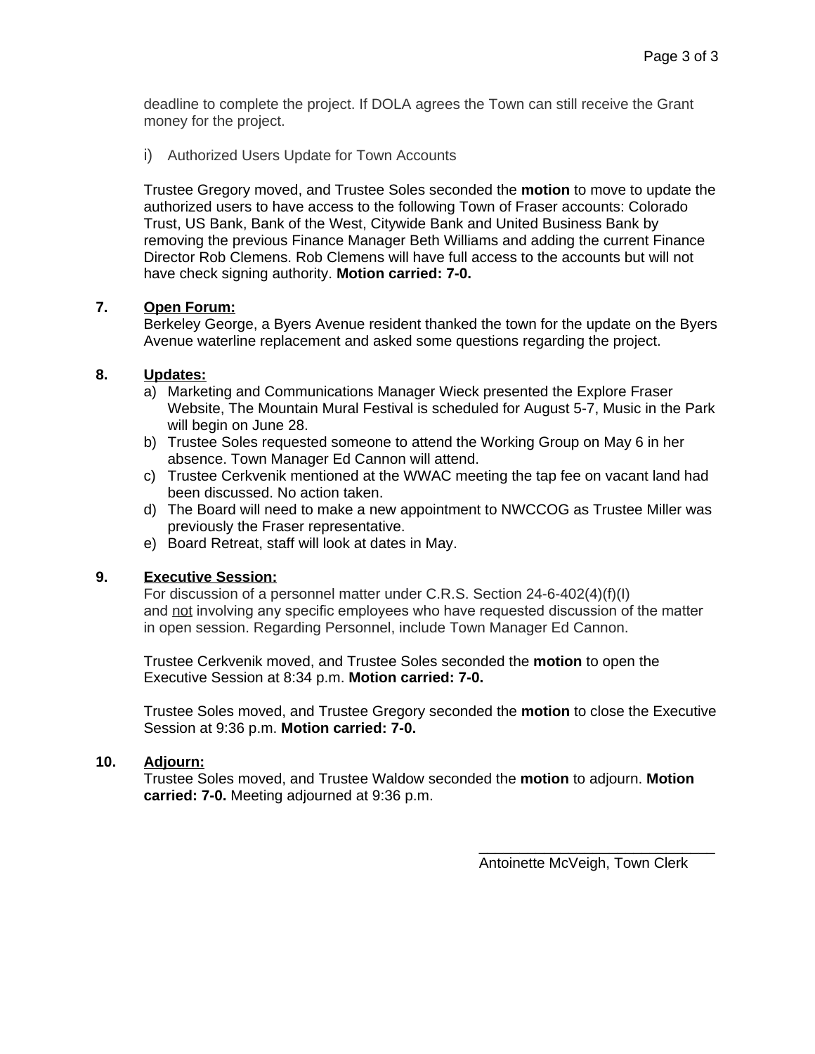deadline to complete the project. If DOLA agrees the Town can still receive the Grant money for the project.

i) Authorized Users Update for Town Accounts

Trustee Gregory moved, and Trustee Soles seconded the **motion** to move to update the authorized users to have access to the following Town of Fraser accounts: Colorado Trust, US Bank, Bank of the West, Citywide Bank and United Business Bank by removing the previous Finance Manager Beth Williams and adding the current Finance Director Rob Clemens. Rob Clemens will have full access to the accounts but will not have check signing authority. **Motion carried: 7-0.**

**7. Open Forum:**

Berkeley George, a Byers Avenue resident thanked the town for the update on the Byers Avenue waterline replacement and asked some questions regarding the project.

**8. Updates:**

a) Marketing and Communications Manager Wieck presented the Explore Fraser Website, The Mountain Mural Festival is scheduled for August 5-7, Music in the Park will begin on June 28.
b) Trustee Soles requested someone to attend the Working Group on May 6 in her absence. Town Manager Ed Cannon will attend.
c) Trustee Cerkvenik mentioned at the WWAC meeting the tap fee on vacant land had been discussed. No action taken.
d) The Board will need to make a new appointment to NWCCOG as Trustee Miller was previously the Fraser representative.
e) Board Retreat, staff will look at dates in May.

**9. Executive Session:**

For discussion of a personnel matter under C.R.S. Section 24-6-402(4)(f)(I) and not involving any specific employees who have requested discussion of the matter in open session. Regarding Personnel, include Town Manager Ed Cannon.

Trustee Cerkvenik moved, and Trustee Soles seconded the **motion** to open the Executive Session at 8:34 p.m. **Motion carried: 7-0.**

Trustee Soles moved, and Trustee Gregory seconded the **motion** to close the Executive Session at 9:36 p.m. **Motion carried: 7-0.**

**10. Adjourn:**

Trustee Soles moved, and Trustee Waldow seconded the **motion** to adjourn. **Motion carried: 7-0.** Meeting adjourned at 9:36 p.m.

\_\_\_\_\_\_\_\_\_\_\_\_\_\_\_\_\_\_\_\_\_\_\_\_\_\_\_\_\_\_

Antoinette McVeigh, Town Clerk